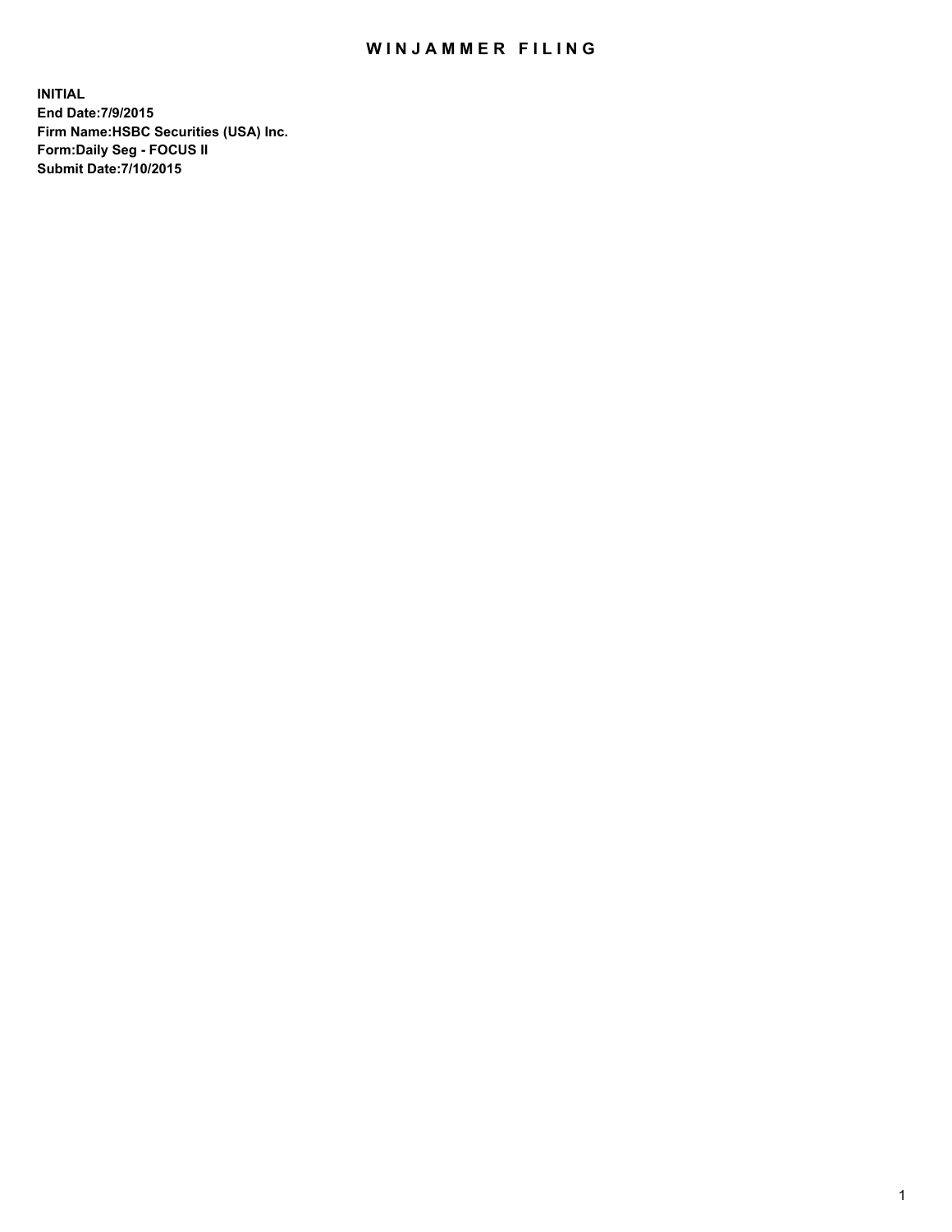# WINJAMMER FILING

**INITIAL**
**End Date:7/9/2015**
**Firm Name:HSBC Securities (USA) Inc.**
**Form:Daily Seg - FOCUS II**
**Submit Date:7/10/2015**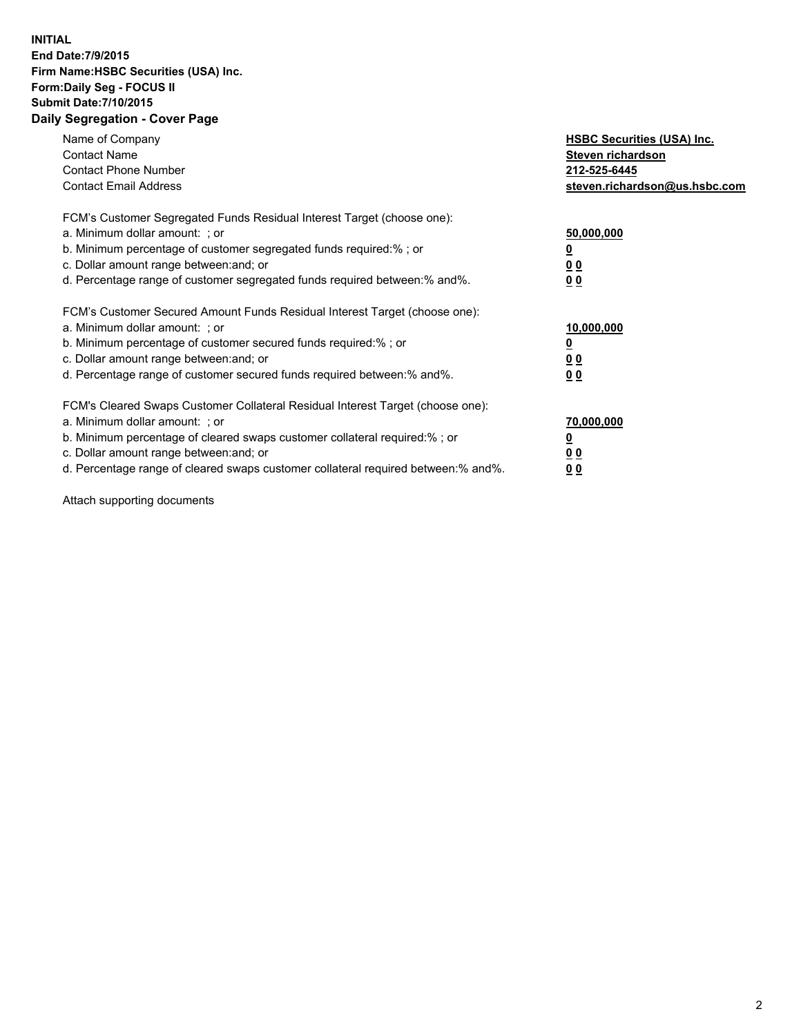**INITIAL**
**End Date:7/9/2015**
**Firm Name:HSBC Securities (USA) Inc.**
**Form:Daily Seg - FOCUS II**
**Submit Date:7/10/2015**

## Daily Segregation - Cover Page

| | |
|---|---|
| Name of Company | **HSBC Securities (USA) Inc.** |
| Contact Name | **Steven richardson** |
| Contact Phone Number | **212-525-6445** |
| Contact Email Address | **steven.richardson@us.hsbc.com** |

| | |
|---|---|
| FCM's Customer Segregated Funds Residual Interest Target (choose one): | |
| a. Minimum dollar amount: ; or | **50,000,000** |
| b. Minimum percentage of customer segregated funds required:% ; or | **0** |
| c. Dollar amount range between:and; or | **0 0** |
| d. Percentage range of customer segregated funds required between:% and%. | **0 0** |

| | |
|---|---|
| FCM's Customer Secured Amount Funds Residual Interest Target (choose one): | |
| a. Minimum dollar amount: ; or | **10,000,000** |
| b. Minimum percentage of customer secured funds required:% ; or | **0** |
| c. Dollar amount range between:and; or | **0 0** |
| d. Percentage range of customer secured funds required between:% and%. | **0 0** |

| | |
|---|---|
| FCM's Cleared Swaps Customer Collateral Residual Interest Target (choose one): | |
| a. Minimum dollar amount: ; or | **70,000,000** |
| b. Minimum percentage of cleared swaps customer collateral required:% ; or | **0** |
| c. Dollar amount range between:and; or | **0 0** |
| d. Percentage range of cleared swaps customer collateral required between:% and%. | **0 0** |

Attach supporting documents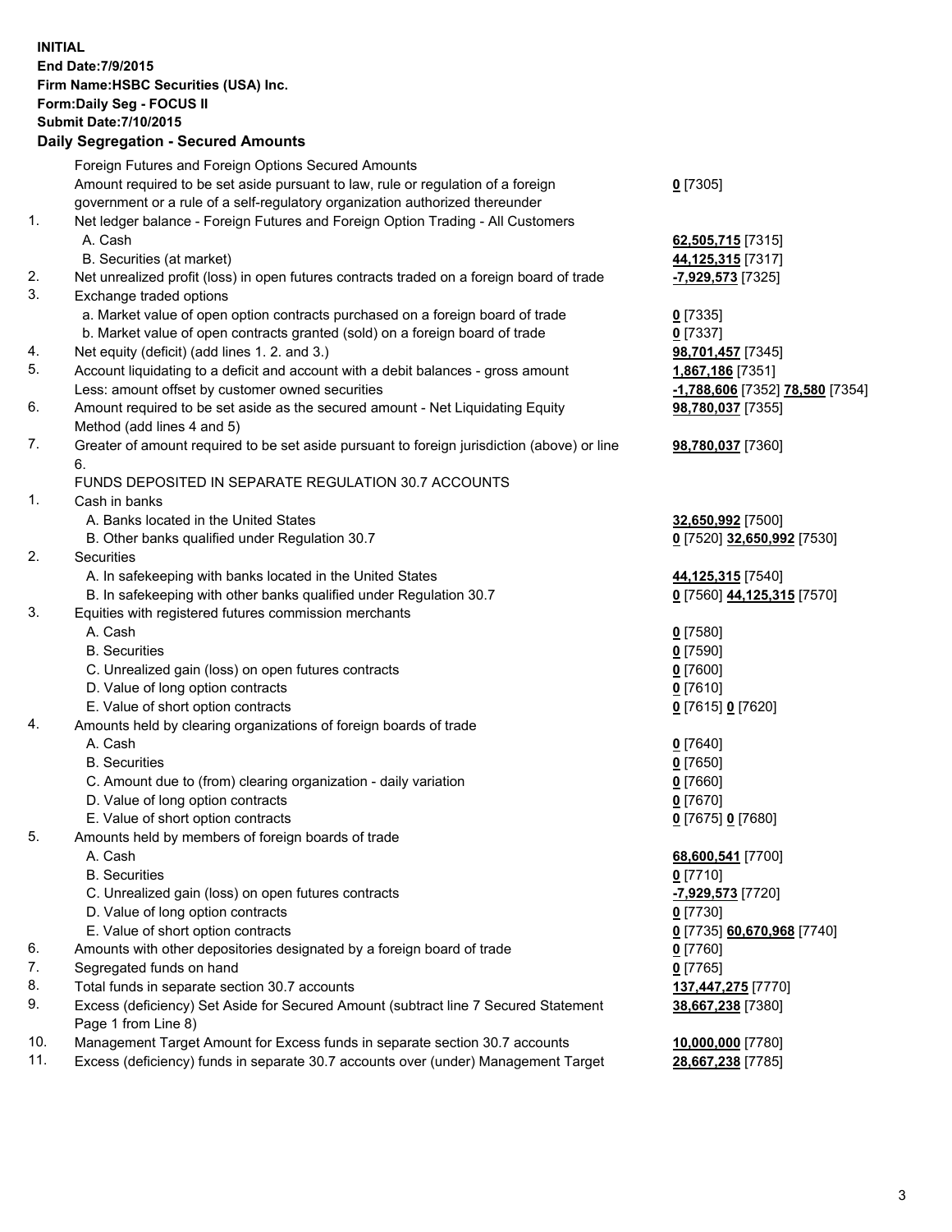**INITIAL**
**End Date:7/9/2015**
**Firm Name:HSBC Securities (USA) Inc.**
**Form:Daily Seg - FOCUS II**
**Submit Date:7/10/2015**

## Daily Segregation - Secured Amounts

| | | |
|---|---|---|
| | Foreign Futures and Foreign Options Secured Amounts | |
| | Amount required to be set aside pursuant to law, rule or regulation of a foreign government or a rule of a self-regulatory organization authorized thereunder | **0** [7305] |
| 1. | Net ledger balance - Foreign Futures and Foreign Option Trading - All Customers | |
| | A. Cash | **62,505,715** [7315] |
| | B. Securities (at market) | **44,125,315** [7317] |
| 2. | Net unrealized profit (loss) in open futures contracts traded on a foreign board of trade | **-7,929,573** [7325] |
| 3. | Exchange traded options | |
| | a. Market value of open option contracts purchased on a foreign board of trade | **0** [7335] |
| | b. Market value of open contracts granted (sold) on a foreign board of trade | **0** [7337] |
| 4. | Net equity (deficit) (add lines 1. 2. and 3.) | **98,701,457** [7345] |
| 5. | Account liquidating to a deficit and account with a debit balances - gross amount | **1,867,186** [7351] |
| | Less: amount offset by customer owned securities | **-1,788,606** [7352] **78,580** [7354] |
| 6. | Amount required to be set aside as the secured amount - Net Liquidating Equity Method (add lines 4 and 5) | **98,780,037** [7355] |
| 7. | Greater of amount required to be set aside pursuant to foreign jurisdiction (above) or line 6. | **98,780,037** [7360] |
| | FUNDS DEPOSITED IN SEPARATE REGULATION 30.7 ACCOUNTS | |
| 1. | Cash in banks | |
| | A. Banks located in the United States | **32,650,992** [7500] |
| | B. Other banks qualified under Regulation 30.7 | **0** [7520] **32,650,992** [7530] |
| 2. | Securities | |
| | A. In safekeeping with banks located in the United States | **44,125,315** [7540] |
| | B. In safekeeping with other banks qualified under Regulation 30.7 | **0** [7560] **44,125,315** [7570] |
| 3. | Equities with registered futures commission merchants | |
| | A. Cash | **0** [7580] |
| | B. Securities | **0** [7590] |
| | C. Unrealized gain (loss) on open futures contracts | **0** [7600] |
| | D. Value of long option contracts | **0** [7610] |
| | E. Value of short option contracts | **0** [7615] **0** [7620] |
| 4. | Amounts held by clearing organizations of foreign boards of trade | |
| | A. Cash | **0** [7640] |
| | B. Securities | **0** [7650] |
| | C. Amount due to (from) clearing organization - daily variation | **0** [7660] |
| | D. Value of long option contracts | **0** [7670] |
| | E. Value of short option contracts | **0** [7675] **0** [7680] |
| 5. | Amounts held by members of foreign boards of trade | |
| | A. Cash | **68,600,541** [7700] |
| | B. Securities | **0** [7710] |
| | C. Unrealized gain (loss) on open futures contracts | **-7,929,573** [7720] |
| | D. Value of long option contracts | **0** [7730] |
| | E. Value of short option contracts | **0** [7735] **60,670,968** [7740] |
| 6. | Amounts with other depositories designated by a foreign board of trade | **0** [7760] |
| 7. | Segregated funds on hand | **0** [7765] |
| 8. | Total funds in separate section 30.7 accounts | **137,447,275** [7770] |
| 9. | Excess (deficiency) Set Aside for Secured Amount (subtract line 7 Secured Statement Page 1 from Line 8) | **38,667,238** [7380] |
| 10. | Management Target Amount for Excess funds in separate section 30.7 accounts | **10,000,000** [7780] |
| 11. | Excess (deficiency) funds in separate 30.7 accounts over (under) Management Target | **28,667,238** [7785] |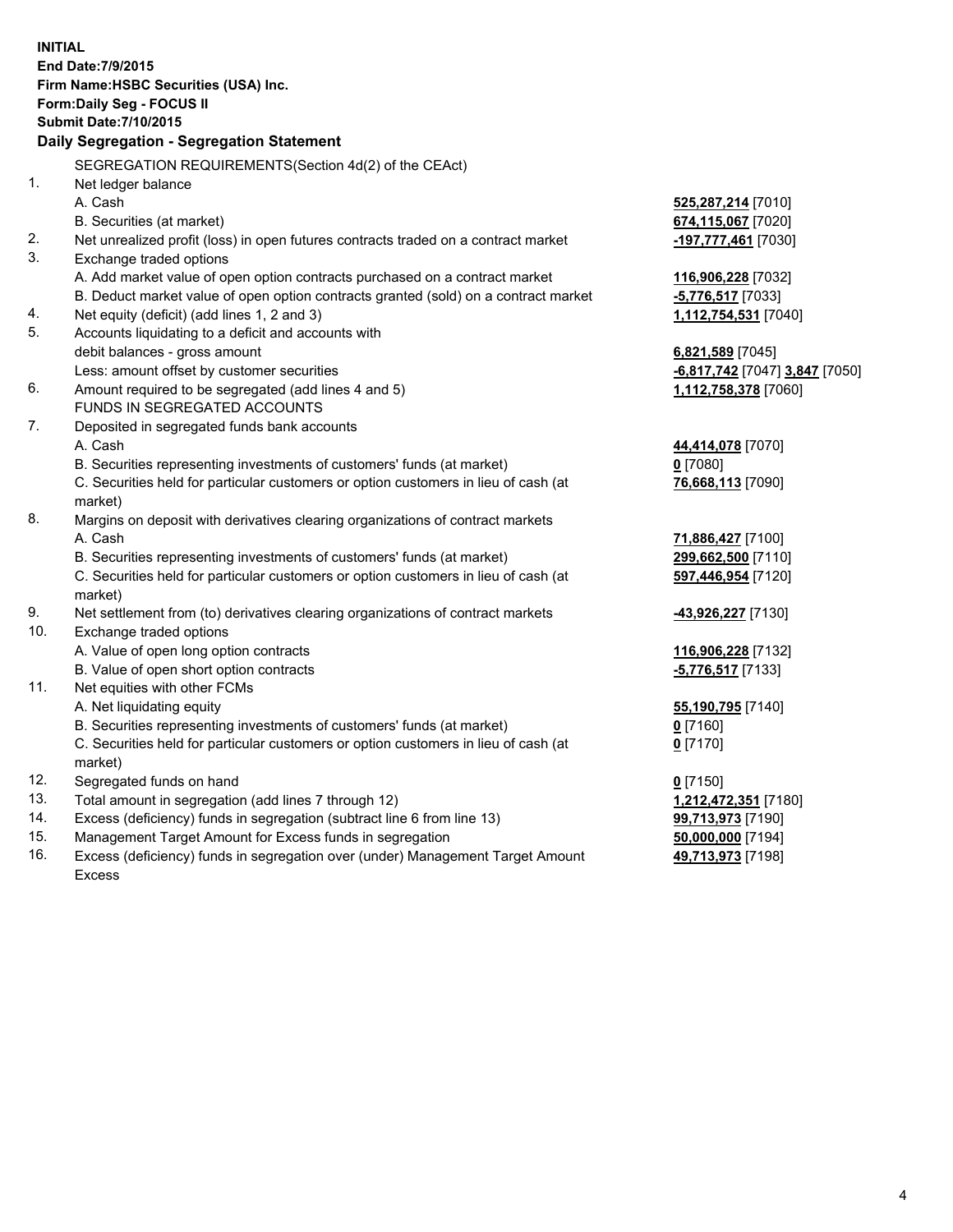**INITIAL**
**End Date:7/9/2015**
**Firm Name:HSBC Securities (USA) Inc.**
**Form:Daily Seg - FOCUS II**
**Submit Date:7/10/2015**

## Daily Segregation - Segregation Statement

SEGREGATION REQUIREMENTS(Section 4d(2) of the CEAct)

| | | |
|---|---|---|
| 1. | Net ledger balance | |
| | A. Cash | **525,287,214** [7010] |
| | B. Securities (at market) | **674,115,067** [7020] |
| 2. | Net unrealized profit (loss) in open futures contracts traded on a contract market | **-197,777,461** [7030] |
| 3. | Exchange traded options | |
| | A. Add market value of open option contracts purchased on a contract market | **116,906,228** [7032] |
| | B. Deduct market value of open option contracts granted (sold) on a contract market | **-5,776,517** [7033] |
| 4. | Net equity (deficit) (add lines 1, 2 and 3) | **1,112,754,531** [7040] |
| 5. | Accounts liquidating to a deficit and accounts with debit balances - gross amount | **6,821,589** [7045] |
| | Less: amount offset by customer securities | **-6,817,742** [7047] **3,847** [7050] |
| 6. | Amount required to be segregated (add lines 4 and 5) | **1,112,758,378** [7060] |
| | FUNDS IN SEGREGATED ACCOUNTS | |
| 7. | Deposited in segregated funds bank accounts | |
| | A. Cash | **44,414,078** [7070] |
| | B. Securities representing investments of customers' funds (at market) | **0** [7080] |
| | C. Securities held for particular customers or option customers in lieu of cash (at market) | **76,668,113** [7090] |
| 8. | Margins on deposit with derivatives clearing organizations of contract markets | |
| | A. Cash | **71,886,427** [7100] |
| | B. Securities representing investments of customers' funds (at market) | **299,662,500** [7110] |
| | C. Securities held for particular customers or option customers in lieu of cash (at market) | **597,446,954** [7120] |
| 9. | Net settlement from (to) derivatives clearing organizations of contract markets | **-43,926,227** [7130] |
| 10. | Exchange traded options | |
| | A. Value of open long option contracts | **116,906,228** [7132] |
| | B. Value of open short option contracts | **-5,776,517** [7133] |
| 11. | Net equities with other FCMs | |
| | A. Net liquidating equity | **55,190,795** [7140] |
| | B. Securities representing investments of customers' funds (at market) | **0** [7160] |
| | C. Securities held for particular customers or option customers in lieu of cash (at market) | **0** [7170] |
| 12. | Segregated funds on hand | **0** [7150] |
| 13. | Total amount in segregation (add lines 7 through 12) | **1,212,472,351** [7180] |
| 14. | Excess (deficiency) funds in segregation (subtract line 6 from line 13) | **99,713,973** [7190] |
| 15. | Management Target Amount for Excess funds in segregation | **50,000,000** [7194] |
| 16. | Excess (deficiency) funds in segregation over (under) Management Target Amount Excess | **49,713,973** [7198] |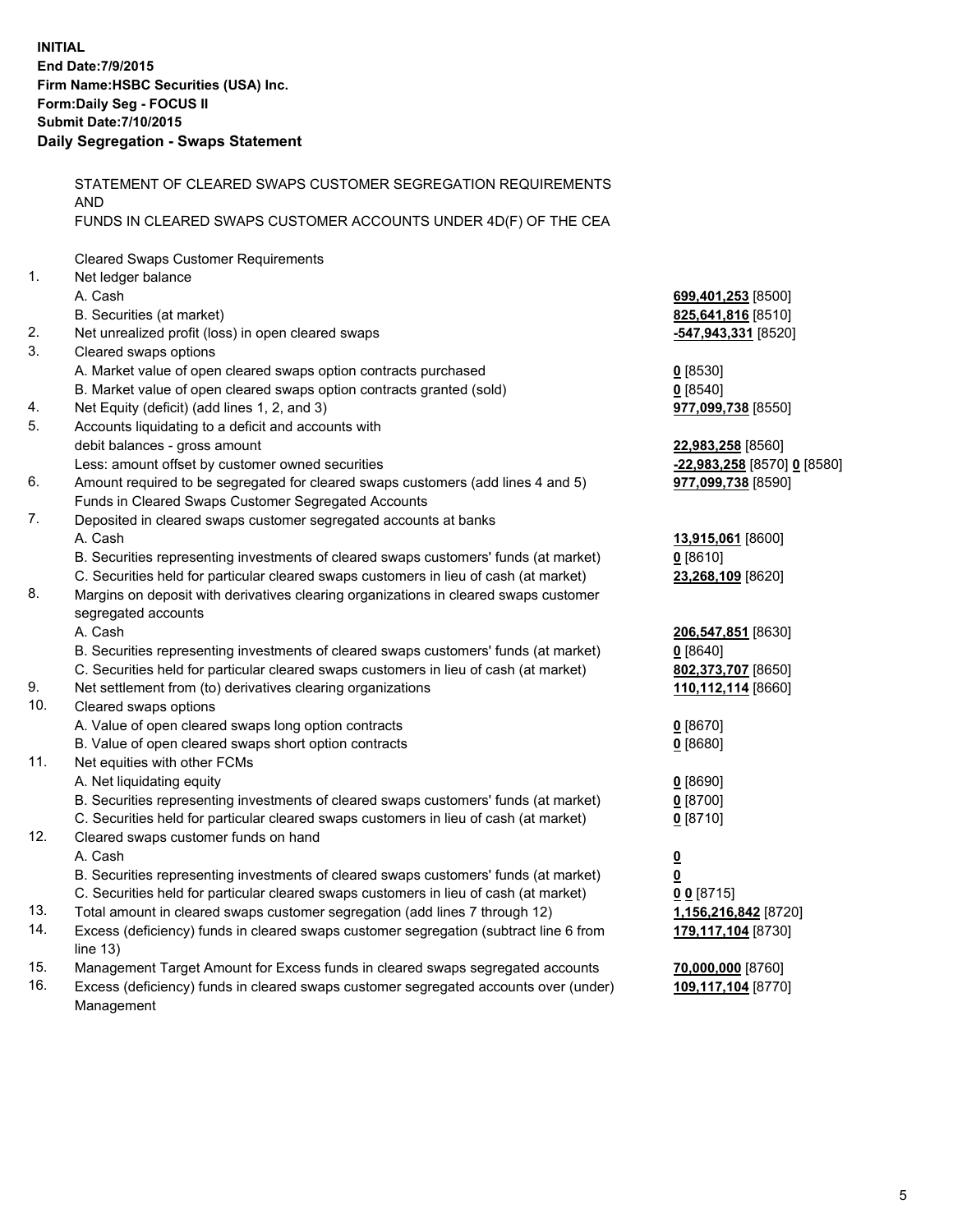**INITIAL**
**End Date:7/9/2015**
**Firm Name:HSBC Securities (USA) Inc.**
**Form:Daily Seg - FOCUS II**
**Submit Date:7/10/2015**
**Daily Segregation - Swaps Statement**

STATEMENT OF CLEARED SWAPS CUSTOMER SEGREGATION REQUIREMENTS AND FUNDS IN CLEARED SWAPS CUSTOMER ACCOUNTS UNDER 4D(F) OF THE CEA

| | | |
|---|---|---|
| | Cleared Swaps Customer Requirements | |
| 1. | Net ledger balance | |
| | A. Cash | **699,401,253** [8500] |
| | B. Securities (at market) | **825,641,816** [8510] |
| 2. | Net unrealized profit (loss) in open cleared swaps | **-547,943,331** [8520] |
| 3. | Cleared swaps options | |
| | A. Market value of open cleared swaps option contracts purchased | **0** [8530] |
| | B. Market value of open cleared swaps option contracts granted (sold) | **0** [8540] |
| 4. | Net Equity (deficit) (add lines 1, 2, and 3) | **977,099,738** [8550] |
| 5. | Accounts liquidating to a deficit and accounts with debit balances - gross amount | **22,983,258** [8560] |
| | Less: amount offset by customer owned securities | **-22,983,258** [8570] **0** [8580] |
| 6. | Amount required to be segregated for cleared swaps customers (add lines 4 and 5) | **977,099,738** [8590] |
| | Funds in Cleared Swaps Customer Segregated Accounts | |
| 7. | Deposited in cleared swaps customer segregated accounts at banks | |
| | A. Cash | **13,915,061** [8600] |
| | B. Securities representing investments of cleared swaps customers' funds (at market) | **0** [8610] |
| | C. Securities held for particular cleared swaps customers in lieu of cash (at market) | **23,268,109** [8620] |
| 8. | Margins on deposit with derivatives clearing organizations in cleared swaps customer segregated accounts | |
| | A. Cash | **206,547,851** [8630] |
| | B. Securities representing investments of cleared swaps customers' funds (at market) | **0** [8640] |
| | C. Securities held for particular cleared swaps customers in lieu of cash (at market) | **802,373,707** [8650] |
| 9. | Net settlement from (to) derivatives clearing organizations | **110,112,114** [8660] |
| 10. | Cleared swaps options | |
| | A. Value of open cleared swaps long option contracts | **0** [8670] |
| | B. Value of open cleared swaps short option contracts | **0** [8680] |
| 11. | Net equities with other FCMs | |
| | A. Net liquidating equity | **0** [8690] |
| | B. Securities representing investments of cleared swaps customers' funds (at market) | **0** [8700] |
| | C. Securities held for particular cleared swaps customers in lieu of cash (at market) | **0** [8710] |
| 12. | Cleared swaps customer funds on hand | |
| | A. Cash | **0** |
| | B. Securities representing investments of cleared swaps customers' funds (at market) | **0** |
| | C. Securities held for particular cleared swaps customers in lieu of cash (at market) | **0** **0** [8715] |
| 13. | Total amount in cleared swaps customer segregation (add lines 7 through 12) | **1,156,216,842** [8720] |
| 14. | Excess (deficiency) funds in cleared swaps customer segregation (subtract line 6 from line 13) | **179,117,104** [8730] |
| 15. | Management Target Amount for Excess funds in cleared swaps segregated accounts | **70,000,000** [8760] |
| 16. | Excess (deficiency) funds in cleared swaps customer segregated accounts over (under) Management | **109,117,104** [8770] |